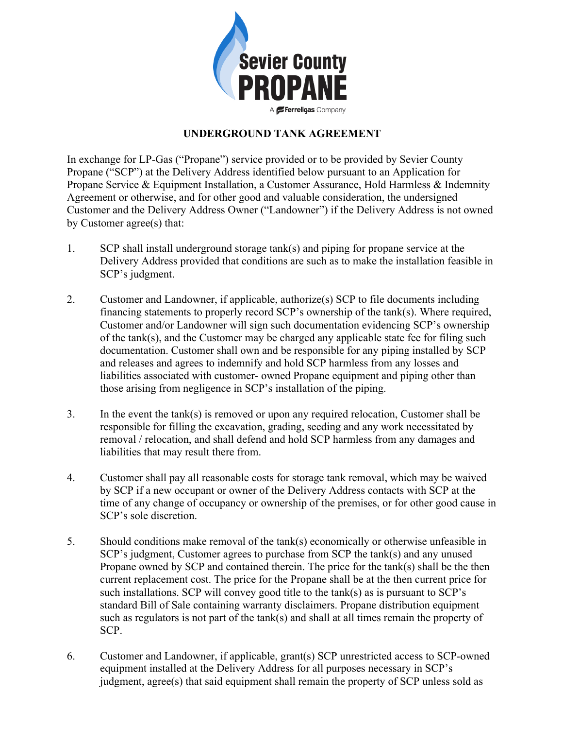Sevier County PROPANE

A Ferrellgas Company

# UNDERGROUND TANK AGREEMENT

In exchange for LP-Gas ("Propane") service provided or to be provided by Sevier County Propane ("SCP") at the Delivery Address identified below pursuant to an Application for Propane Service & Equipment Installation, a Customer Assurance, Hold Harmless & Indemnity Agreement or otherwise, and for other good and valuable consideration, the undersigned Customer and the Delivery Address Owner ("Landowner") if the Delivery Address is not owned by Customer agree(s) that:

1. SCP shall install underground storage tank(s) and piping for propane service at the Delivery Address provided that conditions are such as to make the installation feasible in SCP's judgment.

2. Customer and Landowner, if applicable, authorize(s) SCP to file documents including financing statements to properly record SCP's ownership of the tank(s). Where required, Customer and/or Landowner will sign such documentation evidencing SCP's ownership of the tank(s), and the Customer may be charged any applicable state fee for filing such documentation. Customer shall own and be responsible for any piping installed by SCP and releases and agrees to indemnify and hold SCP harmless from any losses and liabilities associated with customer- owned Propane equipment and piping other than those arising from negligence in SCP's installation of the piping.

3. In the event the tank(s) is removed or upon any required relocation, Customer shall be responsible for filling the excavation, grading, seeding and any work necessitated by removal / relocation, and shall defend and hold SCP harmless from any damages and liabilities that may result there from.

4. Customer shall pay all reasonable costs for storage tank removal, which may be waived by SCP if a new occupant or owner of the Delivery Address contacts with SCP at the time of any change of occupancy or ownership of the premises, or for other good cause in SCP's sole discretion.

5. Should conditions make removal of the tank(s) economically or otherwise unfeasible in SCP's judgment, Customer agrees to purchase from SCP the tank(s) and any unused Propane owned by SCP and contained therein. The price for the tank(s) shall be the then current replacement cost. The price for the Propane shall be at the then current price for such installations. SCP will convey good title to the tank(s) as is pursuant to SCP's standard Bill of Sale containing warranty disclaimers. Propane distribution equipment such as regulators is not part of the tank(s) and shall at all times remain the property of SCP.

6. Customer and Landowner, if applicable, grant(s) SCP unrestricted access to SCP-owned equipment installed at the Delivery Address for all purposes necessary in SCP's judgment, agree(s) that said equipment shall remain the property of SCP unless sold as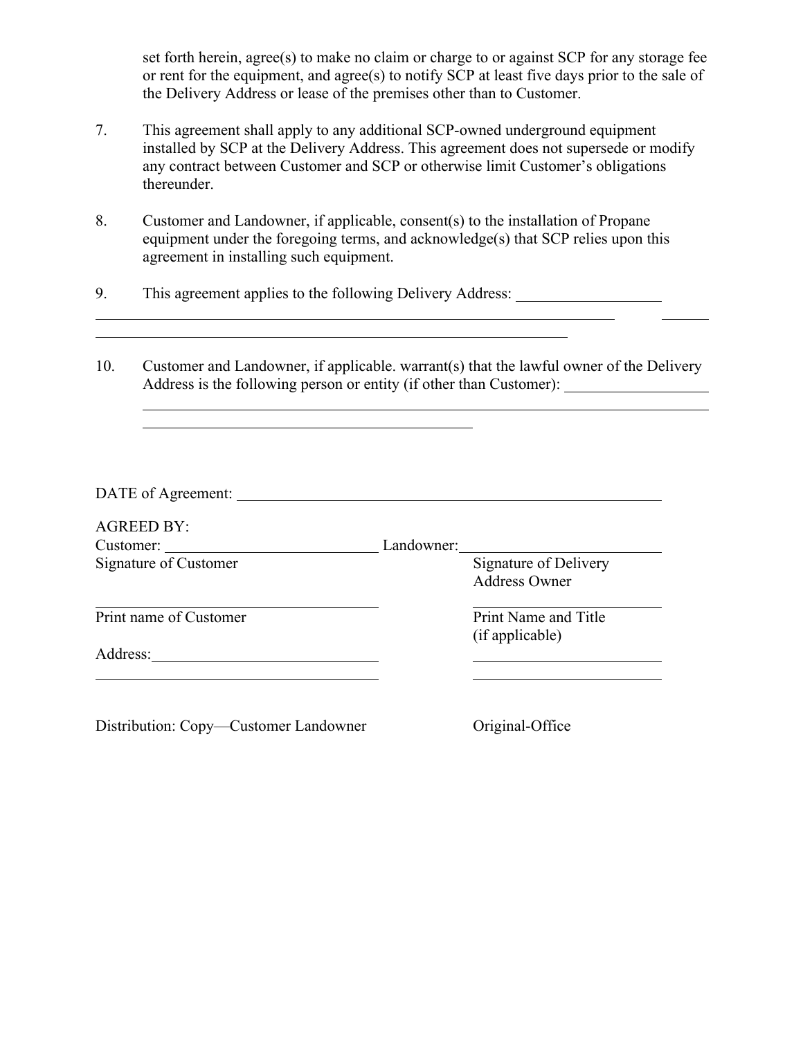set forth herein, agree(s) to make no claim or charge to or against SCP for any storage fee or rent for the equipment, and agree(s) to notify SCP at least five days prior to the sale of the Delivery Address or lease of the premises other than to Customer.

7. This agreement shall apply to any additional SCP-owned underground equipment installed by SCP at the Delivery Address. This agreement does not supersede or modify any contract between Customer and SCP or otherwise limit Customer's obligations thereunder.

8. Customer and Landowner, if applicable, consent(s) to the installation of Propane equipment under the foregoing terms, and acknowledge(s) that SCP relies upon this agreement in installing such equipment.

9. This agreement applies to the following Delivery Address: ____________________

______________________________________________________________________

______________________________________________________________

10. Customer and Landowner, if applicable. warrant(s) that the lawful owner of the Delivery Address is the following person or entity (if other than Customer): ____________________

______________________________________________________________________

____________________________________________

DATE of Agreement: ______________________________________________________

AGREED BY:

Customer: ______________________________ Landowner: ____________________________

Signature of Customer — Signature of Delivery Address Owner

______________________________ ______________________________

Print name of Customer — Print Name and Title (if applicable)

Address: ______________________________ ______________________________

______________________________________ ______________________________

Distribution: Copy—Customer Landowner — Original-Office